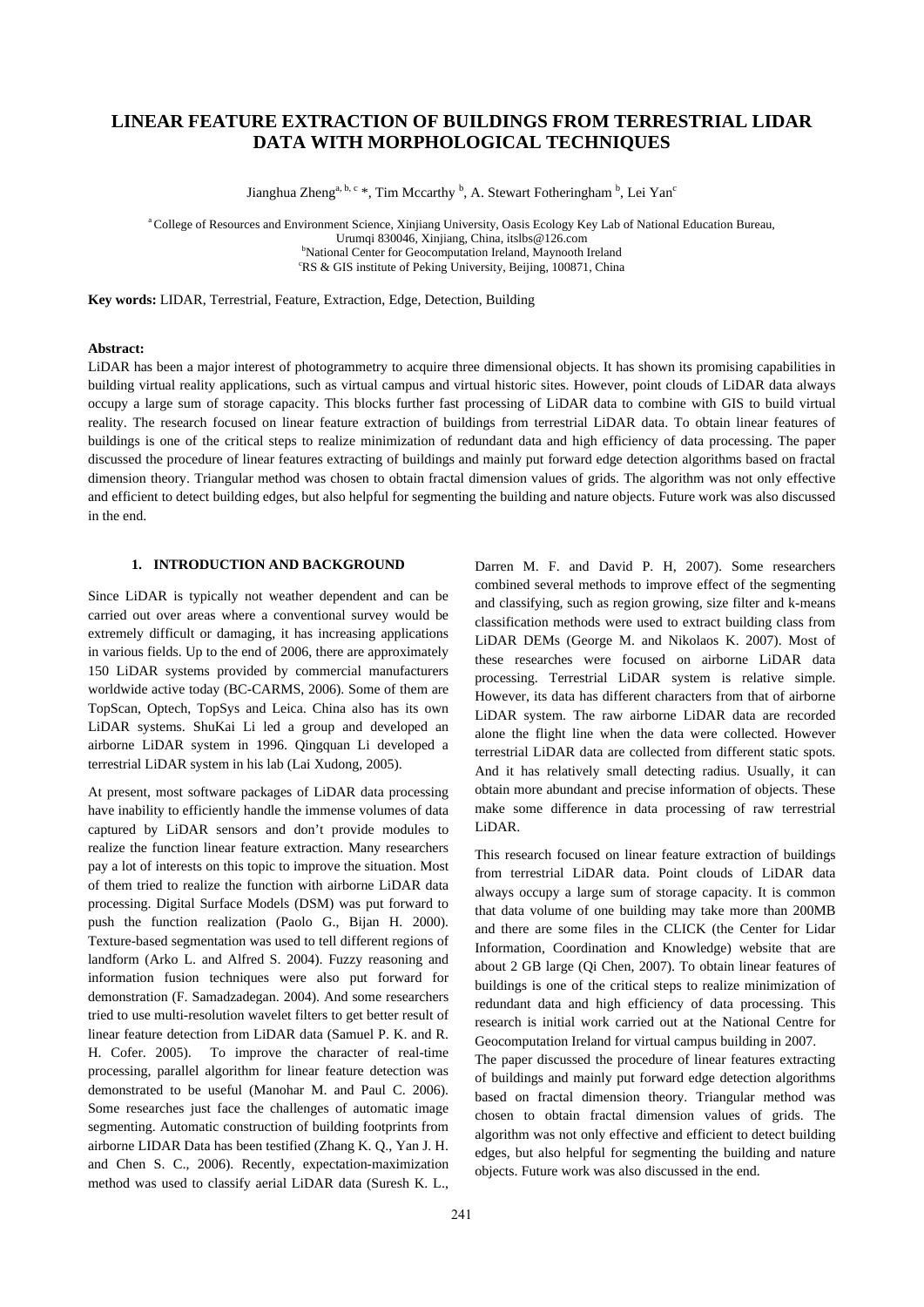# LINEAR FEATURE EXTRACTION OF BUILDINGS FROM TERRESTRIAL LIDAR DATA WITH MORPHOLOGICAL TECHNIQUES

Jianghua Zheng[a, b, c] *, Tim Mccarthy [b], A. Stewart Fotheringham [b], Lei Yan[c]

[a] College of Resources and Environment Science, Xinjiang University, Oasis Ecology Key Lab of National Education Bureau, Urumqi 830046, Xinjiang, China, itslbs@126.com
[b] National Center for Geocomputation Ireland, Maynooth Ireland
[c] RS & GIS institute of Peking University, Beijing, 100871, China

**Key words:** LIDAR, Terrestrial, Feature, Extraction, Edge, Detection, Building

**Abstract:**

LiDAR has been a major interest of photogrammetry to acquire three dimensional objects. It has shown its promising capabilities in building virtual reality applications, such as virtual campus and virtual historic sites. However, point clouds of LiDAR data always occupy a large sum of storage capacity. This blocks further fast processing of LiDAR data to combine with GIS to build virtual reality. The research focused on linear feature extraction of buildings from terrestrial LiDAR data. To obtain linear features of buildings is one of the critical steps to realize minimization of redundant data and high efficiency of data processing. The paper discussed the procedure of linear features extracting of buildings and mainly put forward edge detection algorithms based on fractal dimension theory. Triangular method was chosen to obtain fractal dimension values of grids. The algorithm was not only effective and efficient to detect building edges, but also helpful for segmenting the building and nature objects. Future work was also discussed in the end.

## 1. INTRODUCTION AND BACKGROUND

Since LiDAR is typically not weather dependent and can be carried out over areas where a conventional survey would be extremely difficult or damaging, it has increasing applications in various fields. Up to the end of 2006, there are approximately 150 LiDAR systems provided by commercial manufacturers worldwide active today (BC-CARMS, 2006). Some of them are TopScan, Optech, TopSys and Leica. China also has its own LiDAR systems. ShuKai Li led a group and developed an airborne LiDAR system in 1996. Qingquan Li developed a terrestrial LiDAR system in his lab (Lai Xudong, 2005).

At present, most software packages of LiDAR data processing have inability to efficiently handle the immense volumes of data captured by LiDAR sensors and don't provide modules to realize the function linear feature extraction. Many researchers pay a lot of interests on this topic to improve the situation. Most of them tried to realize the function with airborne LiDAR data processing. Digital Surface Models (DSM) was put forward to push the function realization (Paolo G., Bijan H. 2000). Texture-based segmentation was used to tell different regions of landform (Arko L. and Alfred S. 2004). Fuzzy reasoning and information fusion techniques were also put forward for demonstration (F. Samadzadegan. 2004). And some researchers tried to use multi-resolution wavelet filters to get better result of linear feature detection from LiDAR data (Samuel P. K. and R. H. Cofer. 2005). To improve the character of real-time processing, parallel algorithm for linear feature detection was demonstrated to be useful (Manohar M. and Paul C. 2006). Some researches just face the challenges of automatic image segmenting. Automatic construction of building footprints from airborne LIDAR Data has been testified (Zhang K. Q., Yan J. H. and Chen S. C., 2006). Recently, expectation-maximization method was used to classify aerial LiDAR data (Suresh K. L., Darren M. F. and David P. H, 2007). Some researchers combined several methods to improve effect of the segmenting and classifying, such as region growing, size filter and k-means classification methods were used to extract building class from LiDAR DEMs (George M. and Nikolaos K. 2007). Most of these researches were focused on airborne LiDAR data processing. Terrestrial LiDAR system is relative simple. However, its data has different characters from that of airborne LiDAR system. The raw airborne LiDAR data are recorded alone the flight line when the data were collected. However terrestrial LiDAR data are collected from different static spots. And it has relatively small detecting radius. Usually, it can obtain more abundant and precise information of objects. These make some difference in data processing of raw terrestrial LiDAR.

This research focused on linear feature extraction of buildings from terrestrial LiDAR data. Point clouds of LiDAR data always occupy a large sum of storage capacity. It is common that data volume of one building may take more than 200MB and there are some files in the CLICK (the Center for Lidar Information, Coordination and Knowledge) website that are about 2 GB large (Qi Chen, 2007). To obtain linear features of buildings is one of the critical steps to realize minimization of redundant data and high efficiency of data processing. This research is initial work carried out at the National Centre for Geocomputation Ireland for virtual campus building in 2007.

The paper discussed the procedure of linear features extracting of buildings and mainly put forward edge detection algorithms based on fractal dimension theory. Triangular method was chosen to obtain fractal dimension values of grids. The algorithm was not only effective and efficient to detect building edges, but also helpful for segmenting the building and nature objects. Future work was also discussed in the end.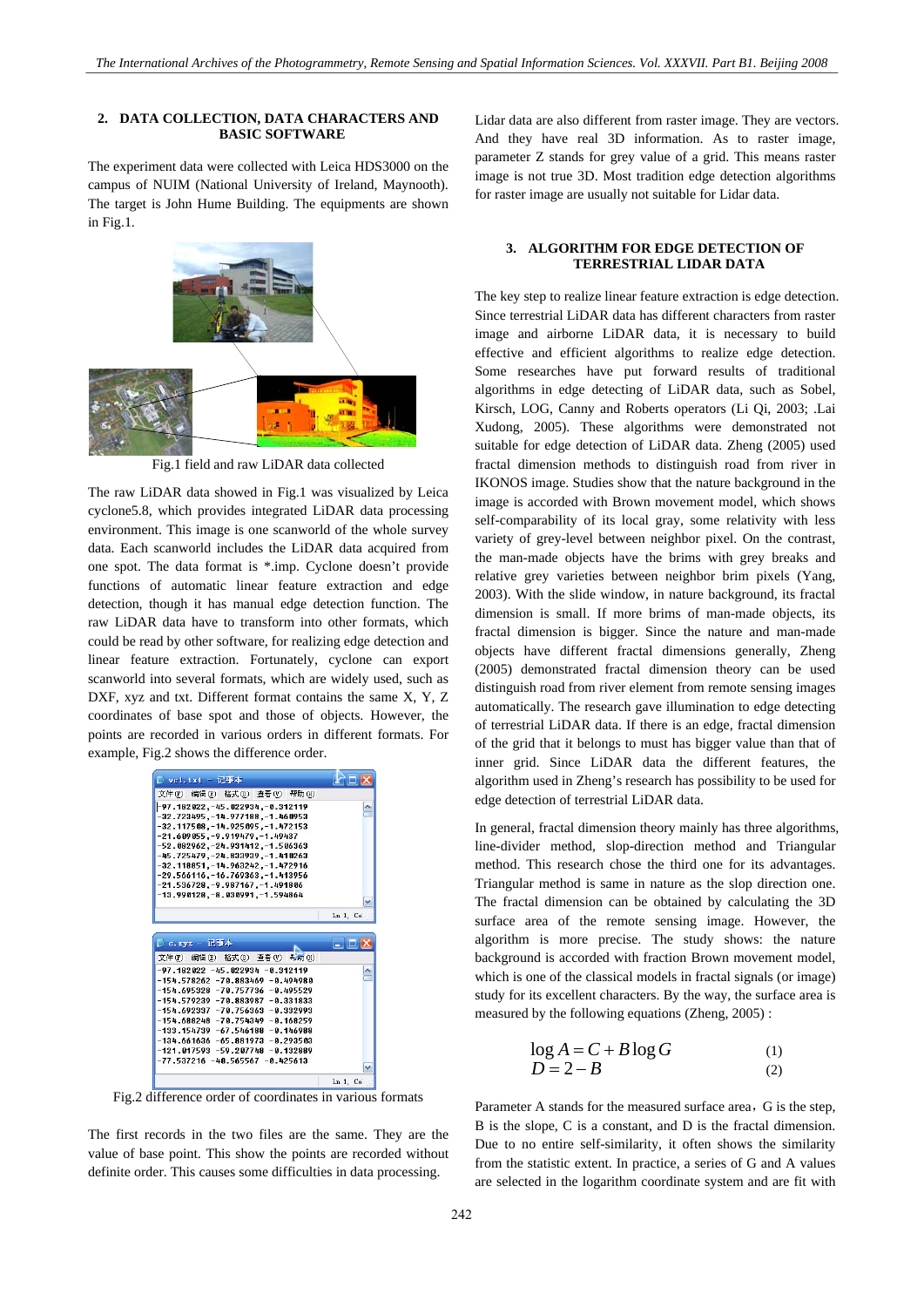## 2. DATA COLLECTION, DATA CHARACTERS AND BASIC SOFTWARE

The experiment data were collected with Leica HDS3000 on the campus of NUIM (National University of Ireland, Maynooth). The target is John Hume Building. The equipments are shown in Fig.1.

Fig.1 field and raw LiDAR data collected

The raw LiDAR data showed in Fig.1 was visualized by Leica cyclone5.8, which provides integrated LiDAR data processing environment. This image is one scanworld of the whole survey data. Each scanworld includes the LiDAR data acquired from one spot. The data format is *.imp. Cyclone doesn't provide functions of automatic linear feature extraction and edge detection, though it has manual edge detection function. The raw LiDAR data have to transform into other formats, which could be read by other software, for realizing edge detection and linear feature extraction. Fortunately, cyclone can export scanworld into several formats, which are widely used, such as DXF, xyz and txt. Different format contains the same X, Y, Z coordinates of base spot and those of objects. However, the points are recorded in various orders in different formats. For example, Fig.2 shows the difference order.

Fig.2 difference order of coordinates in various formats

The first records in the two files are the same. They are the value of base point. This show the points are recorded without definite order. This causes some difficulties in data processing.

Lidar data are also different from raster image. They are vectors. And they have real 3D information. As to raster image, parameter Z stands for grey value of a grid. This means raster image is not true 3D. Most tradition edge detection algorithms for raster image are usually not suitable for Lidar data.

## 3. ALGORITHM FOR EDGE DETECTION OF TERRESTRIAL LIDAR DATA

The key step to realize linear feature extraction is edge detection. Since terrestrial LiDAR data has different characters from raster image and airborne LiDAR data, it is necessary to build effective and efficient algorithms to realize edge detection. Some researches have put forward results of traditional algorithms in edge detecting of LiDAR data, such as Sobel, Kirsch, LOG, Canny and Roberts operators (Li Qi, 2003; .Lai Xudong, 2005). These algorithms were demonstrated not suitable for edge detection of LiDAR data. Zheng (2005) used fractal dimension methods to distinguish road from river in IKONOS image. Studies show that the nature background in the image is accorded with Brown movement model, which shows self-comparability of its local gray, some relativity with less variety of grey-level between neighbor pixel. On the contrast, the man-made objects have the brims with grey breaks and relative grey varieties between neighbor brim pixels (Yang, 2003). With the slide window, in nature background, its fractal dimension is small. If more brims of man-made objects, its fractal dimension is bigger. Since the nature and man-made objects have different fractal dimensions generally, Zheng (2005) demonstrated fractal dimension theory can be used distinguish road from river element from remote sensing images automatically. The research gave illumination to edge detecting of terrestrial LiDAR data. If there is an edge, fractal dimension of the grid that it belongs to must has bigger value than that of inner grid. Since LiDAR data have the different features, the algorithm used in Zheng's research has possibility to be used for edge detection of terrestrial LiDAR data.

In general, fractal dimension theory mainly has three algorithms, line-divider method, slop-direction method and Triangular method. This research chose the third one for its advantages. Triangular method is same in nature as the slop direction one. The fractal dimension can be obtained by calculating the 3D surface area of the remote sensing image. However, the algorithm is more precise. The study shows: the nature background is accorded with fraction Brown movement model, which is one of the classical models in fractal signals (or image) study for its excellent characters. By the way, the surface area is measured by the following equations (Zheng, 2005) :

$$\log A = C + B \log G \tag{1}$$

$$D = 2 - B \tag{2}$$

Parameter A stands for the measured surface area，G is the step, B is the slope, C is a constant, and D is the fractal dimension. Due to no entire self-similarity, it often shows the similarity from the statistic extent. In practice, a series of G and A values are selected in the logarithm coordinate system and are fit with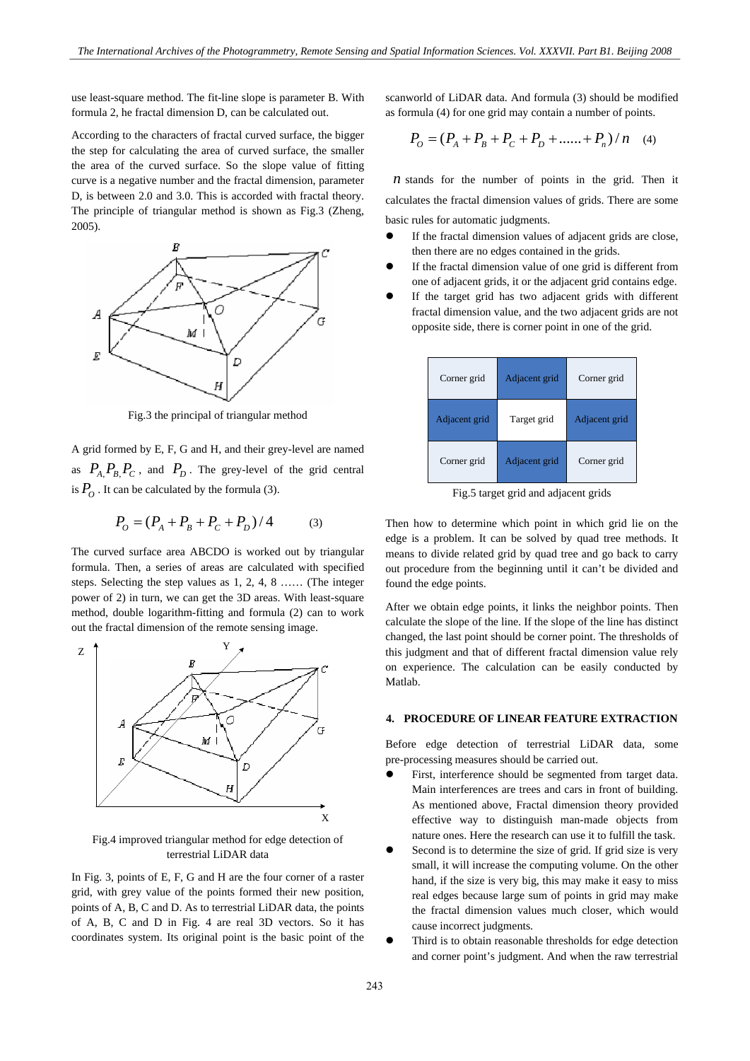use least-square method. The fit-line slope is parameter B. With formula 2, he fractal dimension D, can be calculated out.

According to the characters of fractal curved surface, the bigger the step for calculating the area of curved surface, the smaller the area of the curved surface. So the slope value of fitting curve is a negative number and the fractal dimension, parameter D, is between 2.0 and 3.0. This is accorded with fractal theory. The principle of triangular method is shown as Fig.3 (Zheng, 2005).

Fig.3 the principal of triangular method

A grid formed by E, F, G and H, and their grey-level are named as $P_A, P_B, P_C$, and $P_D$. The grey-level of the grid central is $P_O$. It can be calculated by the formula (3).

$$P_O = (P_A + P_B + P_C + P_D)/4 \qquad (3)$$

The curved surface area ABCDO is worked out by triangular formula. Then, a series of areas are calculated with specified steps. Selecting the step values as 1, 2, 4, 8 …… (The integer power of 2) in turn, we can get the 3D areas. With least-square method, double logarithm-fitting and formula (2) can to work out the fractal dimension of the remote sensing image.

Fig.4 improved triangular method for edge detection of terrestrial LiDAR data

In Fig. 3, points of E, F, G and H are the four corner of a raster grid, with grey value of the points formed their new position, points of A, B, C and D. As to terrestrial LiDAR data, the points of A, B, C and D in Fig. 4 are real 3D vectors. So it has coordinates system. Its original point is the basic point of the scanworld of LiDAR data. And formula (3) should be modified as formula (4) for one grid may contain a number of points.

$$P_O = (P_A + P_B + P_C + P_D + \ldots\ldots + P_n)/n \qquad (4)$$

$n$ stands for the number of points in the grid. Then it calculates the fractal dimension values of grids. There are some basic rules for automatic judgments.

- If the fractal dimension values of adjacent grids are close, then there are no edges contained in the grids.
- If the fractal dimension value of one grid is different from one of adjacent grids, it or the adjacent grid contains edge.
- If the target grid has two adjacent grids with different fractal dimension value, and the two adjacent grids are not opposite side, there is corner point in one of the grid.

| Corner grid | Adjacent grid | Corner grid |
|---|---|---|
| Adjacent grid | Target grid | Adjacent grid |
| Corner grid | Adjacent grid | Corner grid |

Fig.5 target grid and adjacent grids

Then how to determine which point in which grid lie on the edge is a problem. It can be solved by quad tree methods. It means to divide related grid by quad tree and go back to carry out procedure from the beginning until it can't be divided and found the edge points.

After we obtain edge points, it links the neighbor points. Then calculate the slope of the line. If the slope of the line has distinct changed, the last point should be corner point. The thresholds of this judgment and that of different fractal dimension value rely on experience. The calculation can be easily conducted by Matlab.

## 4. PROCEDURE OF LINEAR FEATURE EXTRACTION

Before edge detection of terrestrial LiDAR data, some pre-processing measures should be carried out.

- First, interference should be segmented from target data. Main interferences are trees and cars in front of building. As mentioned above, Fractal dimension theory provided effective way to distinguish man-made objects from nature ones. Here the research can use it to fulfill the task.
- Second is to determine the size of grid. If grid size is very small, it will increase the computing volume. On the other hand, if the size is very big, this may make it easy to miss real edges because large sum of points in grid may make the fractal dimension values much closer, which would cause incorrect judgments.
- Third is to obtain reasonable thresholds for edge detection and corner point's judgment. And when the raw terrestrial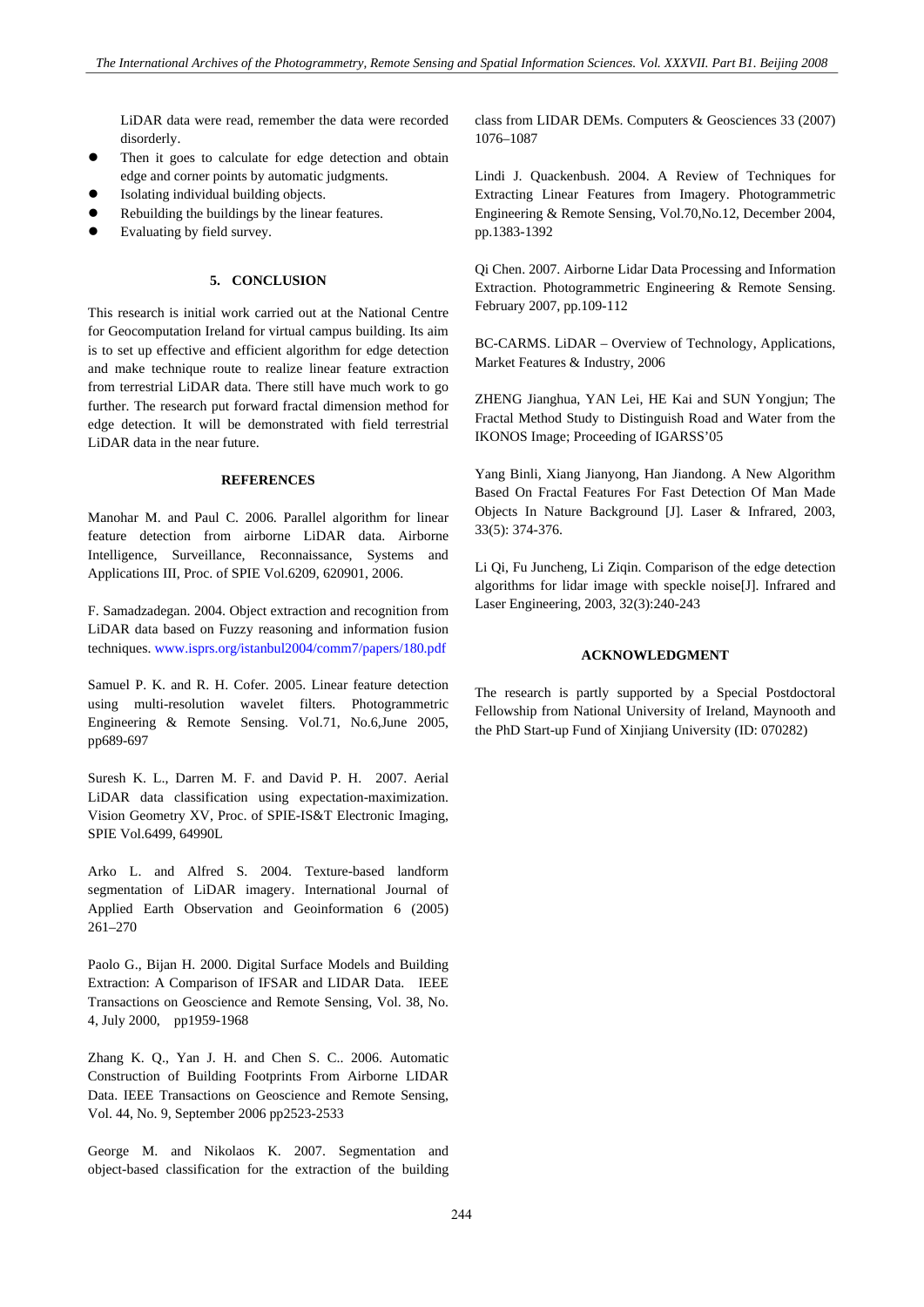LiDAR data were read, remember the data were recorded disorderly.

- Then it goes to calculate for edge detection and obtain edge and corner points by automatic judgments.
- Isolating individual building objects.
- Rebuilding the buildings by the linear features.
- Evaluating by field survey.

## 5. CONCLUSION

This research is initial work carried out at the National Centre for Geocomputation Ireland for virtual campus building. Its aim is to set up effective and efficient algorithm for edge detection and make technique route to realize linear feature extraction from terrestrial LiDAR data. There still have much work to go further. The research put forward fractal dimension method for edge detection. It will be demonstrated with field terrestrial LiDAR data in the near future.

## REFERENCES

Manohar M. and Paul C. 2006. Parallel algorithm for linear feature detection from airborne LiDAR data. Airborne Intelligence, Surveillance, Reconnaissance, Systems and Applications III, Proc. of SPIE Vol.6209, 620901, 2006.

F. Samadzadegan. 2004. Object extraction and recognition from LiDAR data based on Fuzzy reasoning and information fusion techniques. www.isprs.org/istanbul2004/comm7/papers/180.pdf

Samuel P. K. and R. H. Cofer. 2005. Linear feature detection using multi-resolution wavelet filters. Photogrammetric Engineering & Remote Sensing. Vol.71, No.6,June 2005, pp689-697

Suresh K. L., Darren M. F. and David P. H. 2007. Aerial LiDAR data classification using expectation-maximization. Vision Geometry XV, Proc. of SPIE-IS&T Electronic Imaging, SPIE Vol.6499, 64990L

Arko L. and Alfred S. 2004. Texture-based landform segmentation of LiDAR imagery. International Journal of Applied Earth Observation and Geoinformation 6 (2005) 261–270

Paolo G., Bijan H. 2000. Digital Surface Models and Building Extraction: A Comparison of IFSAR and LIDAR Data. IEEE Transactions on Geoscience and Remote Sensing, Vol. 38, No. 4, July 2000, pp1959-1968

Zhang K. Q., Yan J. H. and Chen S. C.. 2006. Automatic Construction of Building Footprints From Airborne LIDAR Data. IEEE Transactions on Geoscience and Remote Sensing, Vol. 44, No. 9, September 2006 pp2523-2533

George M. and Nikolaos K. 2007. Segmentation and object-based classification for the extraction of the building class from LIDAR DEMs. Computers & Geosciences 33 (2007) 1076–1087

Lindi J. Quackenbush. 2004. A Review of Techniques for Extracting Linear Features from Imagery. Photogrammetric Engineering & Remote Sensing, Vol.70,No.12, December 2004, pp.1383-1392

Qi Chen. 2007. Airborne Lidar Data Processing and Information Extraction. Photogrammetric Engineering & Remote Sensing. February 2007, pp.109-112

BC-CARMS. LiDAR – Overview of Technology, Applications, Market Features & Industry, 2006

ZHENG Jianghua, YAN Lei, HE Kai and SUN Yongjun; The Fractal Method Study to Distinguish Road and Water from the IKONOS Image; Proceeding of IGARSS'05

Yang Binli, Xiang Jianyong, Han Jiandong. A New Algorithm Based On Fractal Features For Fast Detection Of Man Made Objects In Nature Background [J]. Laser & Infrared, 2003, 33(5): 374-376.

Li Qi, Fu Juncheng, Li Ziqin. Comparison of the edge detection algorithms for lidar image with speckle noise[J]. Infrared and Laser Engineering, 2003, 32(3):240-243

## ACKNOWLEDGMENT

The research is partly supported by a Special Postdoctoral Fellowship from National University of Ireland, Maynooth and the PhD Start-up Fund of Xinjiang University (ID: 070282)